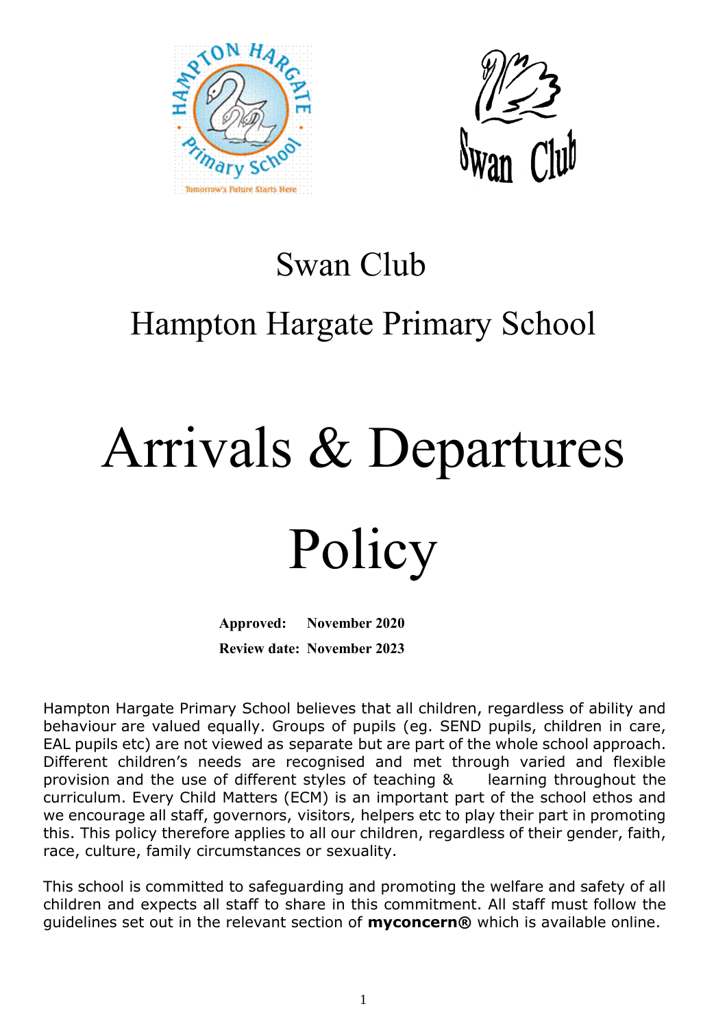# Swan Club

# Hampton Hargate Primary School

# Arrivals & Departures Policy

**Approved:** **November 2020**

**Review date:** **November 2023**

Hampton Hargate Primary School believes that all children, regardless of ability and behaviour are valued equally. Groups of pupils (eg. SEND pupils, children in care, EAL pupils etc) are not viewed as separate but are part of the whole school approach. Different children's needs are recognised and met through varied and flexible provision and the use of different styles of teaching & learning throughout the curriculum. Every Child Matters (ECM) is an important part of the school ethos and we encourage all staff, governors, visitors, helpers etc to play their part in promoting this. This policy therefore applies to all our children, regardless of their gender, faith, race, culture, family circumstances or sexuality.

This school is committed to safeguarding and promoting the welfare and safety of all children and expects all staff to share in this commitment. All staff must follow the guidelines set out in the relevant section of **myconcern®** which is available online.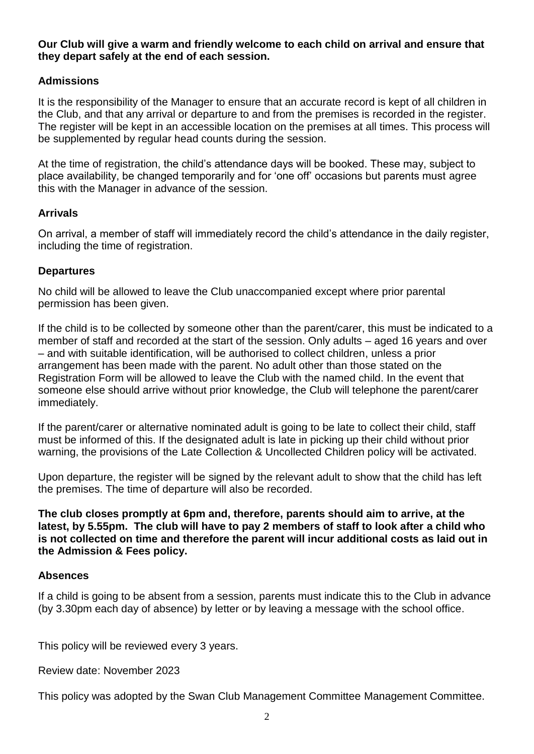**Our Club will give a warm and friendly welcome to each child on arrival and ensure that they depart safely at the end of each session.**

## Admissions

It is the responsibility of the Manager to ensure that an accurate record is kept of all children in the Club, and that any arrival or departure to and from the premises is recorded in the register. The register will be kept in an accessible location on the premises at all times. This process will be supplemented by regular head counts during the session.

At the time of registration, the child's attendance days will be booked. These may, subject to place availability, be changed temporarily and for 'one off' occasions but parents must agree this with the Manager in advance of the session.

## Arrivals

On arrival, a member of staff will immediately record the child's attendance in the daily register, including the time of registration.

## Departures

No child will be allowed to leave the Club unaccompanied except where prior parental permission has been given.

If the child is to be collected by someone other than the parent/carer, this must be indicated to a member of staff and recorded at the start of the session. Only adults – aged 16 years and over – and with suitable identification, will be authorised to collect children, unless a prior arrangement has been made with the parent. No adult other than those stated on the Registration Form will be allowed to leave the Club with the named child. In the event that someone else should arrive without prior knowledge, the Club will telephone the parent/carer immediately.

If the parent/carer or alternative nominated adult is going to be late to collect their child, staff must be informed of this. If the designated adult is late in picking up their child without prior warning, the provisions of the Late Collection & Uncollected Children policy will be activated.

Upon departure, the register will be signed by the relevant adult to show that the child has left the premises. The time of departure will also be recorded.

**The club closes promptly at 6pm and, therefore, parents should aim to arrive, at the latest, by 5.55pm. The club will have to pay 2 members of staff to look after a child who is not collected on time and therefore the parent will incur additional costs as laid out in the Admission & Fees policy.**

## Absences

If a child is going to be absent from a session, parents must indicate this to the Club in advance (by 3.30pm each day of absence) by letter or by leaving a message with the school office.

This policy will be reviewed every 3 years.

Review date: November 2023

This policy was adopted by the Swan Club Management Committee Management Committee.